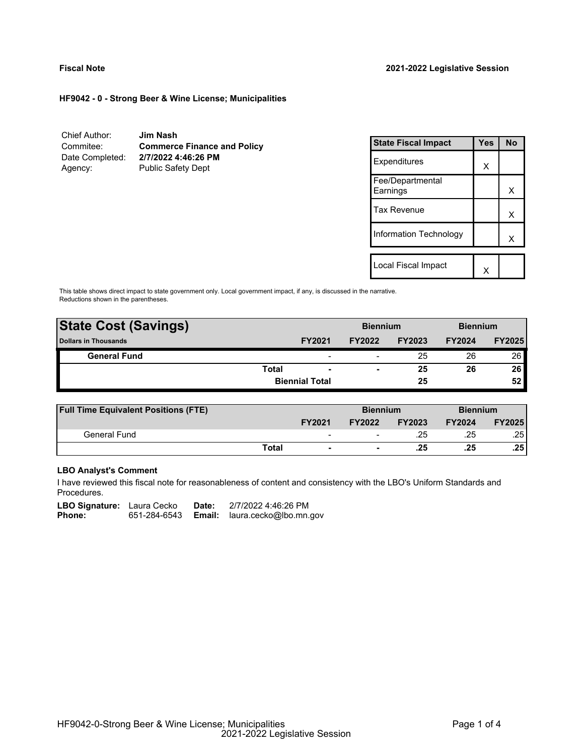**Fiscal Note** **2021-2022 Legislative Session**

**HF9042 - 0 - Strong Beer & Wine License; Municipalities**

| | |
|---|---|
| Chief Author: | **Jim Nash** |
| Commitee: | **Commerce Finance and Policy** |
| Date Completed: | **2/7/2022 4:46:26 PM** |
| Agency: | Public Safety Dept |

| State Fiscal Impact | Yes | No |
|---|---|---|
| Expenditures | X | |
| Fee/Departmental Earnings | | X |
| Tax Revenue | | X |
| Information Technology | | X |
| | | |
| Local Fiscal Impact | X | |

This table shows direct impact to state government only. Local government impact, if any, is discussed in the narrative. Reductions shown in the parentheses.

| State Cost (Savings) | | Biennium | | Biennium | |
|---|---|---|---|---|---|
| **Dollars in Thousands** | **FY2021** | **FY2022** | **FY2023** | **FY2024** | **FY2025** |
| **General Fund** | - | - | 25 | 26 | 26 |
| **Total** | **-** | **-** | **25** | **26** | **26** |
| **Biennial Total** | | | **25** | | **52** |

| Full Time Equivalent Positions (FTE) | | Biennium | | Biennium | |
|---|---|---|---|---|---|
| | **FY2021** | **FY2022** | **FY2023** | **FY2024** | **FY2025** |
| General Fund | - | - | .25 | .25 | .25 |
| **Total** | **-** | **-** | **.25** | **.25** | **.25** |

**LBO Analyst's Comment**

I have reviewed this fiscal note for reasonableness of content and consistency with the LBO's Uniform Standards and Procedures.

| | | | |
|---|---|---|---|
| **LBO Signature:** | Laura Cecko | **Date:** | 2/7/2022 4:46:26 PM |
| **Phone:** | 651-284-6543 | **Email:** | laura.cecko@lbo.mn.gov |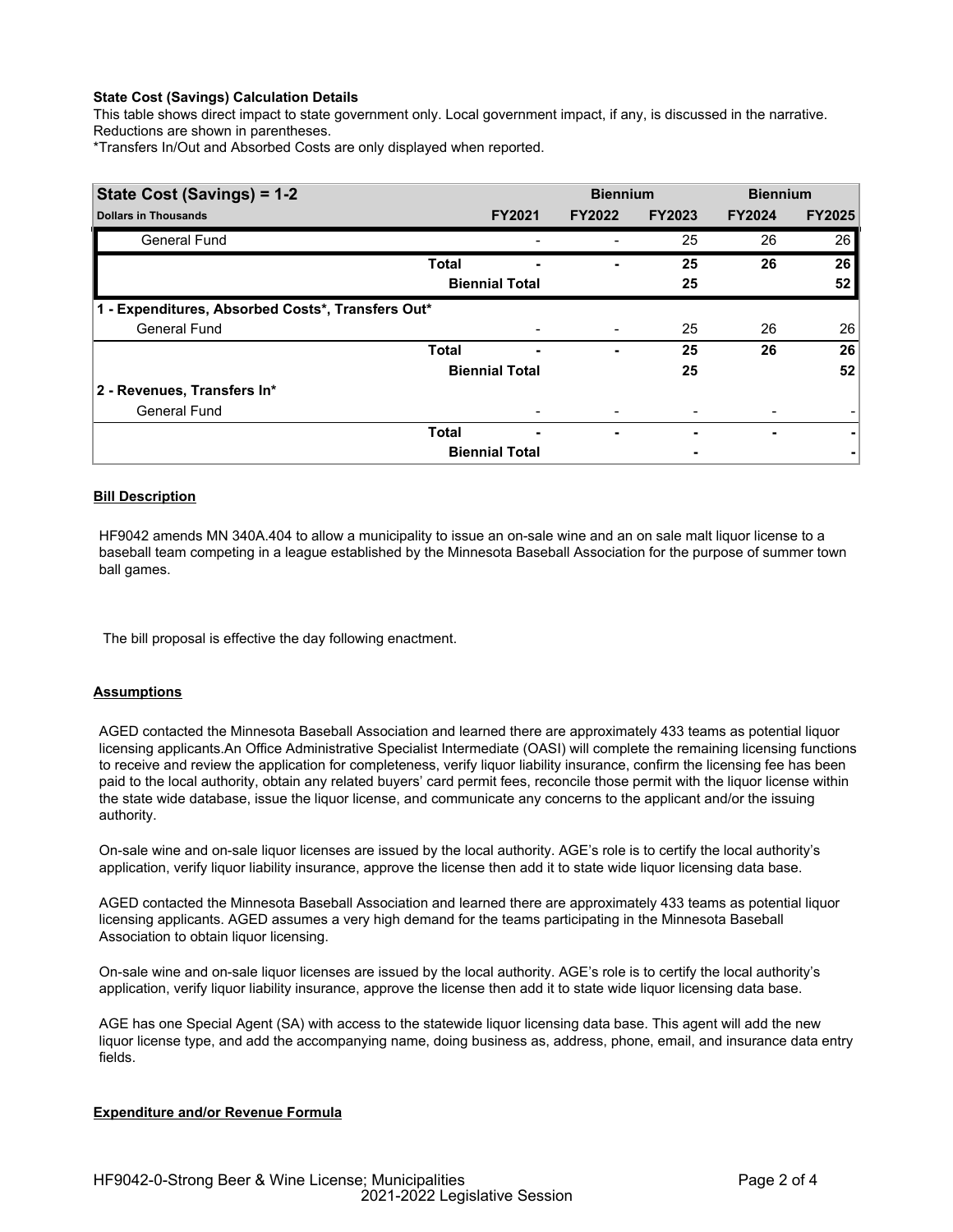**State Cost (Savings) Calculation Details**

This table shows direct impact to state government only. Local government impact, if any, is discussed in the narrative. Reductions are shown in parentheses.

*Transfers In/Out and Absorbed Costs are only displayed when reported.

| State Cost (Savings) = 1-2 | | | Biennium | | Biennium | |
|---|---|---|---|---|---|---|
| Dollars in Thousands | | FY2021 | FY2022 | FY2023 | FY2024 | FY2025 |
| General Fund | | - | - | 25 | 26 | 26 |
| | Total | - | - | 25 | 26 | 26 |
| | Biennial Total | | | 25 | | 52 |
| **1 - Expenditures, Absorbed Costs*, Transfers Out*** | | | | | | |
| General Fund | | - | - | 25 | 26 | 26 |
| | Total | - | - | 25 | 26 | 26 |
| | Biennial Total | | | 25 | | 52 |
| **2 - Revenues, Transfers In*** | | | | | | |
| General Fund | | - | - | - | - | - |
| | Total | - | - | - | - | - |
| | Biennial Total | | | - | | - |

**Bill Description**

HF9042 amends MN 340A.404 to allow a municipality to issue an on-sale wine and an on sale malt liquor license to a baseball team competing in a league established by the Minnesota Baseball Association for the purpose of summer town ball games.

The bill proposal is effective the day following enactment.

**Assumptions**

AGED contacted the Minnesota Baseball Association and learned there are approximately 433 teams as potential liquor licensing applicants.An Office Administrative Specialist Intermediate (OASI) will complete the remaining licensing functions to receive and review the application for completeness, verify liquor liability insurance, confirm the licensing fee has been paid to the local authority, obtain any related buyers' card permit fees, reconcile those permit with the liquor license within the state wide database, issue the liquor license, and communicate any concerns to the applicant and/or the issuing authority.

On-sale wine and on-sale liquor licenses are issued by the local authority. AGE's role is to certify the local authority's application, verify liquor liability insurance, approve the license then add it to state wide liquor licensing data base.

AGED contacted the Minnesota Baseball Association and learned there are approximately 433 teams as potential liquor licensing applicants. AGED assumes a very high demand for the teams participating in the Minnesota Baseball Association to obtain liquor licensing.

On-sale wine and on-sale liquor licenses are issued by the local authority. AGE's role is to certify the local authority's application, verify liquor liability insurance, approve the license then add it to state wide liquor licensing data base.

AGE has one Special Agent (SA) with access to the statewide liquor licensing data base. This agent will add the new liquor license type, and add the accompanying name, doing business as, address, phone, email, and insurance data entry fields.

**Expenditure and/or Revenue Formula**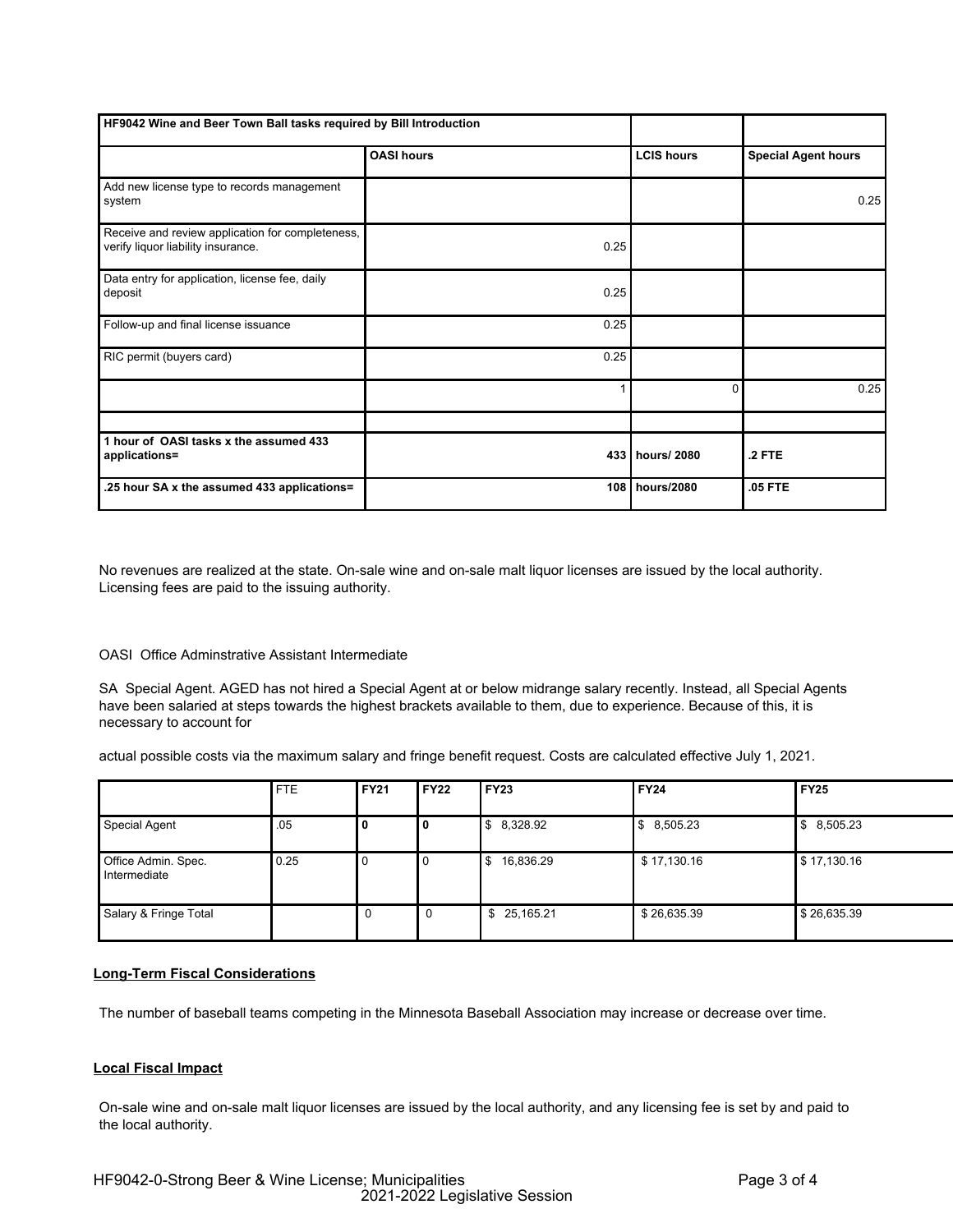| HF9042 Wine and Beer Town Ball tasks required by Bill Introduction | | | |
|---|---|---|---|
| | OASI hours | LCIS hours | Special Agent hours |
| Add new license type to records management system | | | 0.25 |
| Receive and review application for completeness, verify liquor liability insurance. | 0.25 | | |
| Data entry for application, license fee, daily deposit | 0.25 | | |
| Follow-up and final license issuance | 0.25 | | |
| RIC permit (buyers card) | 0.25 | | |
| | 1 | 0 | 0.25 |
| | | | |
| **1 hour of OASI tasks x the assumed 433 applications=** | **433** | **hours/ 2080** | **.2 FTE** |
| **.25 hour SA x the assumed 433 applications=** | **108** | **hours/2080** | **.05 FTE** |

No revenues are realized at the state. On-sale wine and on-sale malt liquor licenses are issued by the local authority. Licensing fees are paid to the issuing authority.

OASI Office Adminstrative Assistant Intermediate

SA Special Agent. AGED has not hired a Special Agent at or below midrange salary recently. Instead, all Special Agents have been salaried at steps towards the highest brackets available to them, due to experience. Because of this, it is necessary to account for

actual possible costs via the maximum salary and fringe benefit request. Costs are calculated effective July 1, 2021.

| | FTE | FY21 | FY22 | FY23 | FY24 | FY25 |
|---|---|---|---|---|---|---|
| Special Agent | .05 | **0** | **0** | $ 8,328.92 | $ 8,505.23 | $ 8,505.23 |
| Office Admin. Spec. Intermediate | 0.25 | 0 | 0 | $ 16,836.29 | $ 17,130.16 | $ 17,130.16 |
| Salary & Fringe Total | | 0 | 0 | $ 25,165.21 | $ 26,635.39 | $ 26,635.39 |

**Long-Term Fiscal Considerations**

The number of baseball teams competing in the Minnesota Baseball Association may increase or decrease over time.

**Local Fiscal Impact**

On-sale wine and on-sale malt liquor licenses are issued by the local authority, and any licensing fee is set by and paid to the local authority.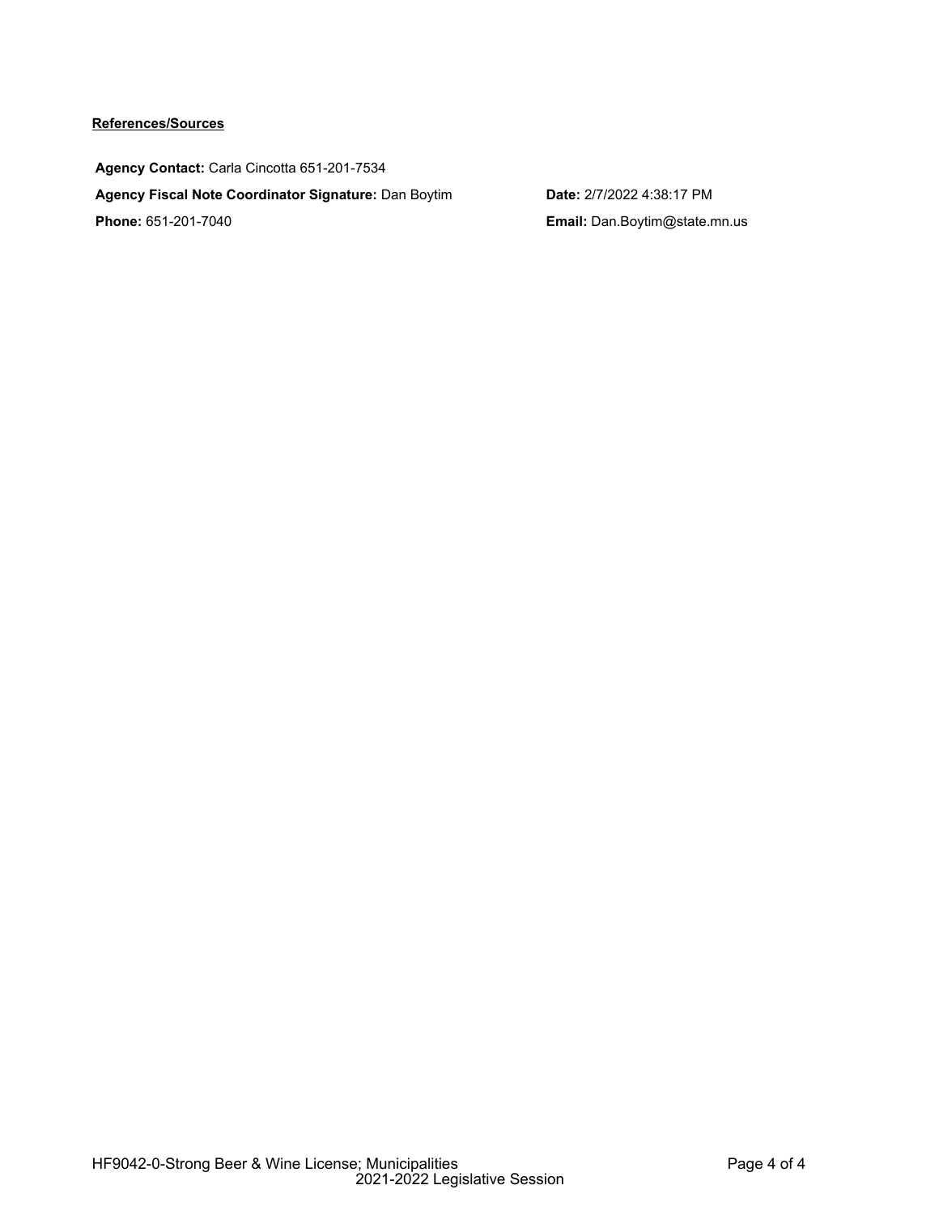**References/Sources**

**Agency Contact:** Carla Cincotta 651-201-7534

**Agency Fiscal Note Coordinator Signature:** Dan Boytim

**Date:** 2/7/2022 4:38:17 PM

**Phone:** 651-201-7040

**Email:** Dan.Boytim@state.mn.us